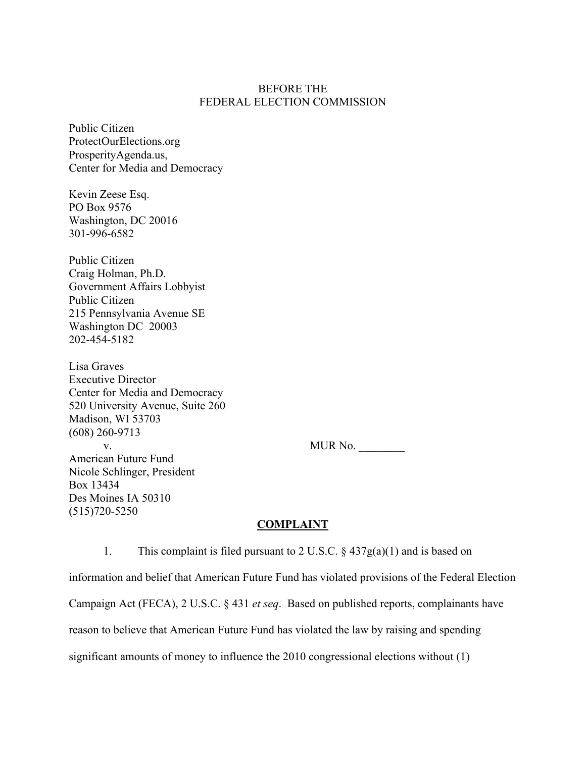BEFORE THE
FEDERAL ELECTION COMMISSION

Public Citizen
ProtectOurElections.org
ProsperityAgenda.us,
Center for Media and Democracy

Kevin Zeese Esq.
PO Box 9576
Washington, DC 20016
301-996-6582

Public Citizen
Craig Holman, Ph.D.
Government Affairs Lobbyist
Public Citizen
215 Pennsylvania Avenue SE
Washington DC 20003
202-454-5182

Lisa Graves
Executive Director
Center for Media and Democracy
520 University Avenue, Suite 260
Madison, WI 53703
(608) 260-9713

v. MUR No. ________

American Future Fund
Nicole Schlinger, President
Box 13434
Des Moines IA 50310
(515)720-5250

**COMPLAINT**

1. This complaint is filed pursuant to 2 U.S.C. § 437g(a)(1) and is based on information and belief that American Future Fund has violated provisions of the Federal Election Campaign Act (FECA), 2 U.S.C. § 431 *et seq*. Based on published reports, complainants have reason to believe that American Future Fund has violated the law by raising and spending significant amounts of money to influence the 2010 congressional elections without (1)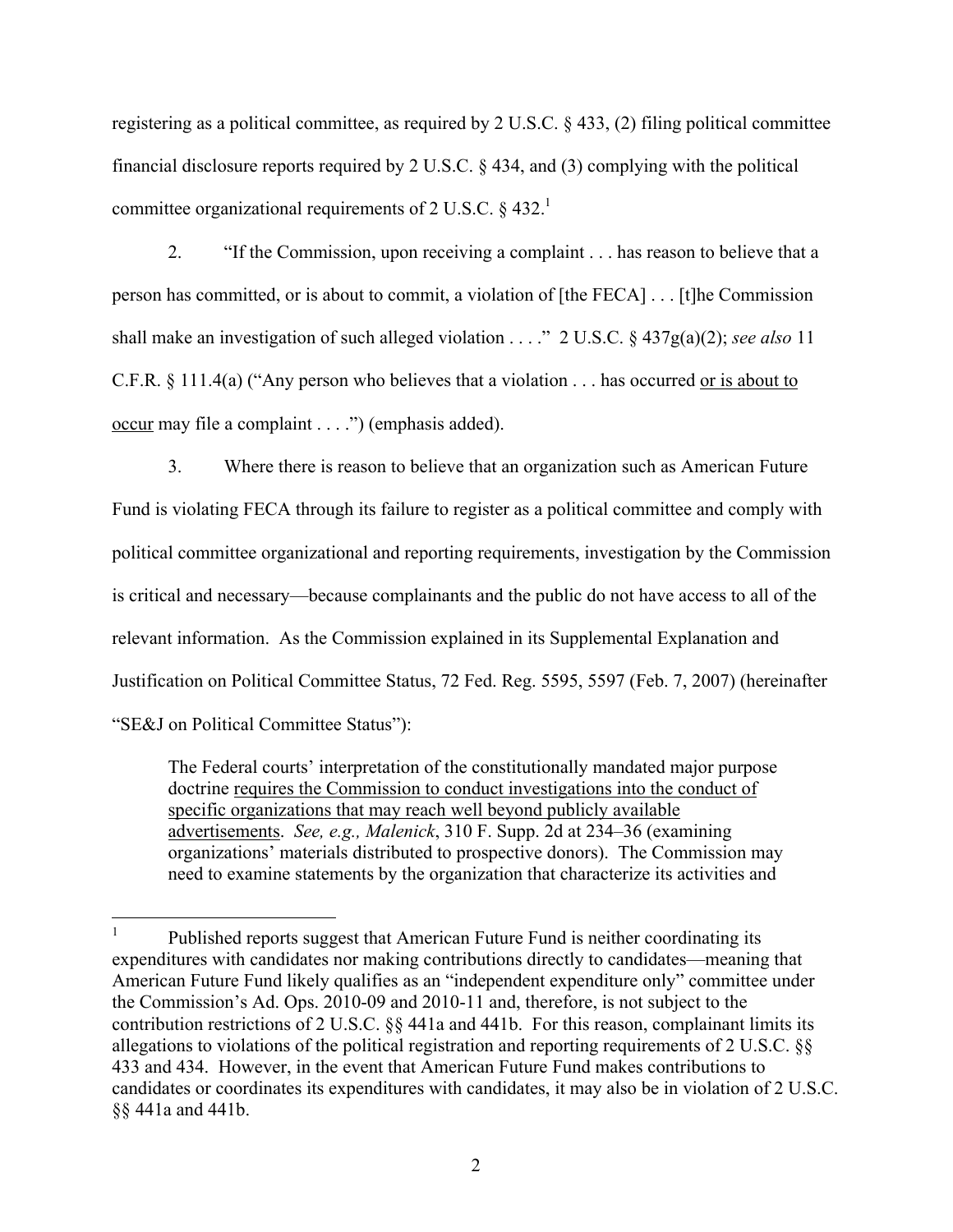registering as a political committee, as required by 2 U.S.C. § 433, (2) filing political committee financial disclosure reports required by 2 U.S.C. § 434, and (3) complying with the political committee organizational requirements of 2 U.S.C. § 432.[1]

2. "If the Commission, upon receiving a complaint . . . has reason to believe that a person has committed, or is about to commit, a violation of [the FECA] . . . [t]he Commission shall make an investigation of such alleged violation . . . ." 2 U.S.C. § 437g(a)(2); *see also* 11 C.F.R. § 111.4(a) ("Any person who believes that a violation . . . has occurred <u>or is about to occur</u> may file a complaint . . . .") (emphasis added).

3. Where there is reason to believe that an organization such as American Future Fund is violating FECA through its failure to register as a political committee and comply with political committee organizational and reporting requirements, investigation by the Commission is critical and necessary—because complainants and the public do not have access to all of the relevant information. As the Commission explained in its Supplemental Explanation and Justification on Political Committee Status, 72 Fed. Reg. 5595, 5597 (Feb. 7, 2007) (hereinafter "SE&J on Political Committee Status"):

> The Federal courts' interpretation of the constitutionally mandated major purpose doctrine <u>requires the Commission to conduct investigations into the conduct of specific organizations that may reach well beyond publicly available advertisements</u>. *See, e.g., Malenick*, 310 F. Supp. 2d at 234–36 (examining organizations' materials distributed to prospective donors). The Commission may need to examine statements by the organization that characterize its activities and

[1] Published reports suggest that American Future Fund is neither coordinating its expenditures with candidates nor making contributions directly to candidates—meaning that American Future Fund likely qualifies as an "independent expenditure only" committee under the Commission's Ad. Ops. 2010-09 and 2010-11 and, therefore, is not subject to the contribution restrictions of 2 U.S.C. §§ 441a and 441b. For this reason, complainant limits its allegations to violations of the political registration and reporting requirements of 2 U.S.C. §§ 433 and 434. However, in the event that American Future Fund makes contributions to candidates or coordinates its expenditures with candidates, it may also be in violation of 2 U.S.C. §§ 441a and 441b.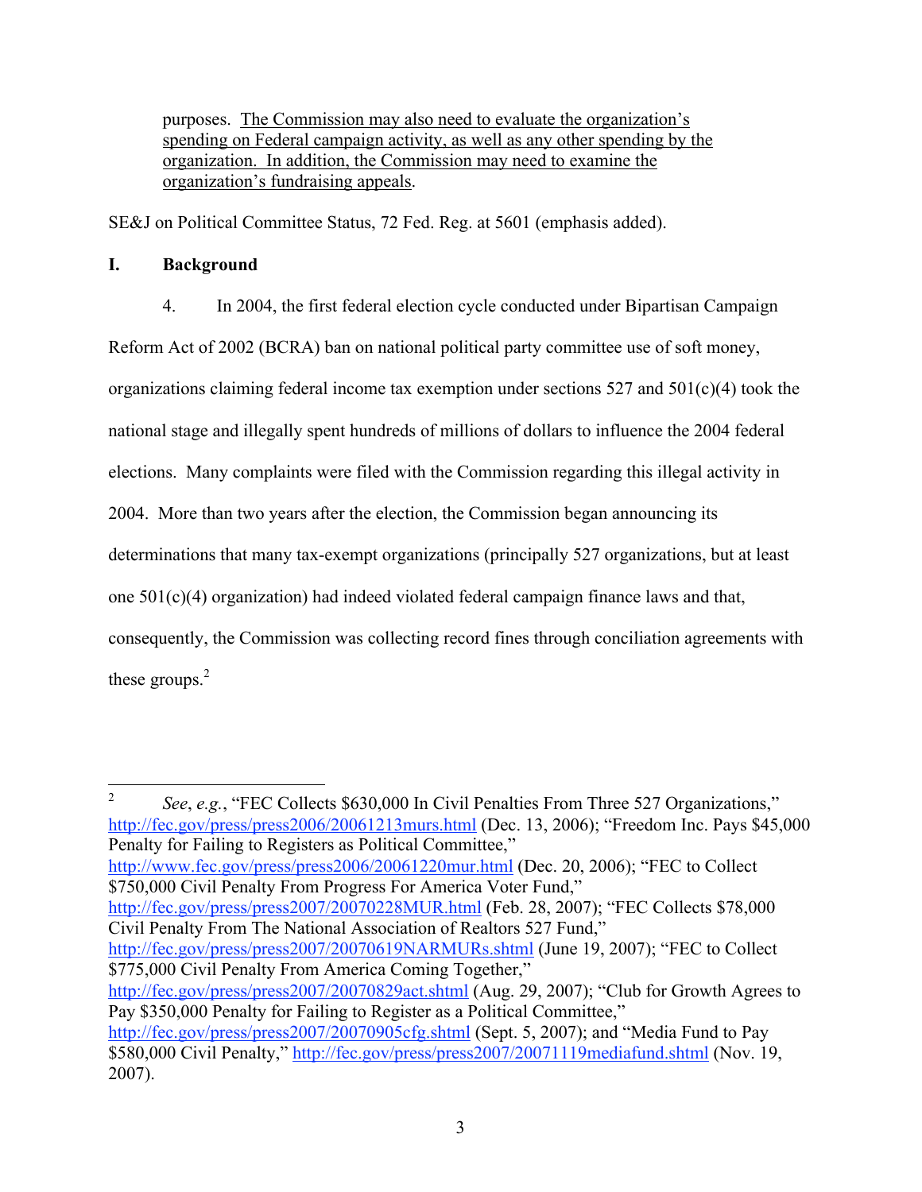> purposes. <u>The Commission may also need to evaluate the organization's spending on Federal campaign activity, as well as any other spending by the organization. In addition, the Commission may need to examine the organization's fundraising appeals</u>.

SE&J on Political Committee Status, 72 Fed. Reg. at 5601 (emphasis added).

## I. Background

4. In 2004, the first federal election cycle conducted under Bipartisan Campaign Reform Act of 2002 (BCRA) ban on national political party committee use of soft money, organizations claiming federal income tax exemption under sections 527 and 501(c)(4) took the national stage and illegally spent hundreds of millions of dollars to influence the 2004 federal elections. Many complaints were filed with the Commission regarding this illegal activity in 2004. More than two years after the election, the Commission began announcing its determinations that many tax-exempt organizations (principally 527 organizations, but at least one 501(c)(4) organization) had indeed violated federal campaign finance laws and that, consequently, the Commission was collecting record fines through conciliation agreements with these groups.[2]

---

[2] *See*, *e.g.*, "FEC Collects $630,000 In Civil Penalties From Three 527 Organizations," http://fec.gov/press/press2006/20061213murs.html (Dec. 13, 2006); "Freedom Inc. Pays $45,000 Penalty for Failing to Registers as Political Committee," http://www.fec.gov/press/press2006/20061220mur.html (Dec. 20, 2006); "FEC to Collect $750,000 Civil Penalty From Progress For America Voter Fund," http://fec.gov/press/press2007/20070228MUR.html (Feb. 28, 2007); "FEC Collects $78,000 Civil Penalty From The National Association of Realtors 527 Fund," http://fec.gov/press/press2007/20070619NARMURs.shtml (June 19, 2007); "FEC to Collect $775,000 Civil Penalty From America Coming Together," http://fec.gov/press/press2007/20070829act.shtml (Aug. 29, 2007); "Club for Growth Agrees to Pay $350,000 Penalty for Failing to Register as a Political Committee," http://fec.gov/press/press2007/20070905cfg.shtml (Sept. 5, 2007); and "Media Fund to Pay $580,000 Civil Penalty," http://fec.gov/press/press2007/20071119mediafund.shtml (Nov. 19, 2007).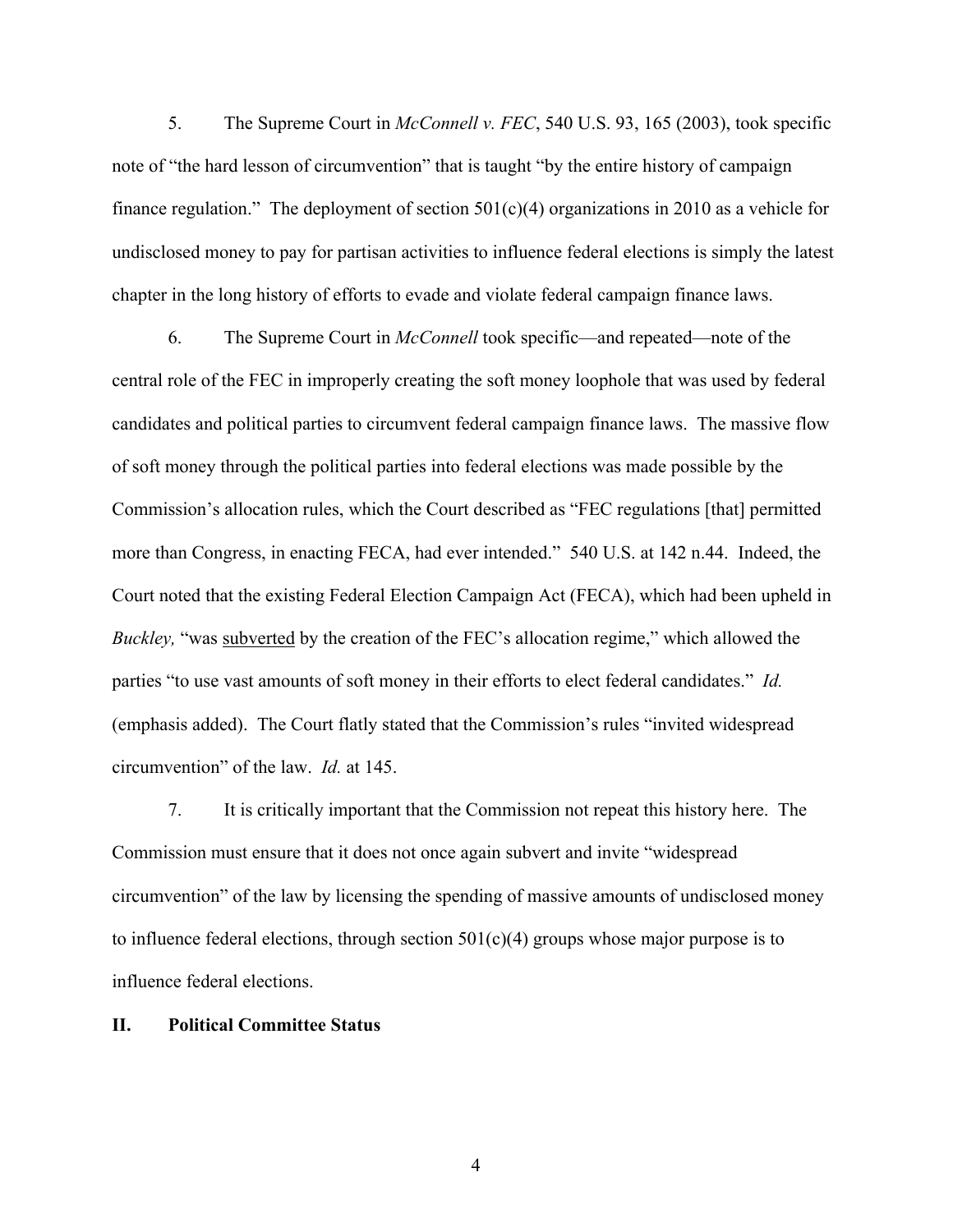5. The Supreme Court in *McConnell v. FEC*, 540 U.S. 93, 165 (2003), took specific note of "the hard lesson of circumvention" that is taught "by the entire history of campaign finance regulation." The deployment of section 501(c)(4) organizations in 2010 as a vehicle for undisclosed money to pay for partisan activities to influence federal elections is simply the latest chapter in the long history of efforts to evade and violate federal campaign finance laws.

6. The Supreme Court in *McConnell* took specific—and repeated—note of the central role of the FEC in improperly creating the soft money loophole that was used by federal candidates and political parties to circumvent federal campaign finance laws. The massive flow of soft money through the political parties into federal elections was made possible by the Commission's allocation rules, which the Court described as "FEC regulations [that] permitted more than Congress, in enacting FECA, had ever intended." 540 U.S. at 142 n.44. Indeed, the Court noted that the existing Federal Election Campaign Act (FECA), which had been upheld in *Buckley,* "was <u>subverted</u> by the creation of the FEC's allocation regime," which allowed the parties "to use vast amounts of soft money in their efforts to elect federal candidates." *Id.* (emphasis added). The Court flatly stated that the Commission's rules "invited widespread circumvention" of the law. *Id.* at 145.

7. It is critically important that the Commission not repeat this history here. The Commission must ensure that it does not once again subvert and invite "widespread circumvention" of the law by licensing the spending of massive amounts of undisclosed money to influence federal elections, through section 501(c)(4) groups whose major purpose is to influence federal elections.

## II. Political Committee Status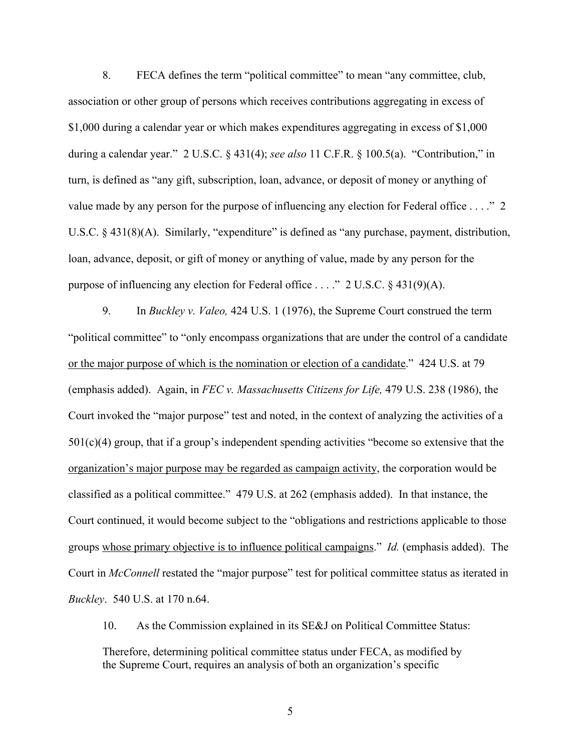8. FECA defines the term "political committee" to mean "any committee, club, association or other group of persons which receives contributions aggregating in excess of $1,000 during a calendar year or which makes expenditures aggregating in excess of $1,000 during a calendar year." 2 U.S.C. § 431(4); *see also* 11 C.F.R. § 100.5(a). "Contribution," in turn, is defined as "any gift, subscription, loan, advance, or deposit of money or anything of value made by any person for the purpose of influencing any election for Federal office . . . ." 2 U.S.C. § 431(8)(A). Similarly, "expenditure" is defined as "any purchase, payment, distribution, loan, advance, deposit, or gift of money or anything of value, made by any person for the purpose of influencing any election for Federal office . . . ." 2 U.S.C. § 431(9)(A).

9. In *Buckley v. Valeo,* 424 U.S. 1 (1976), the Supreme Court construed the term "political committee" to "only encompass organizations that are under the control of a candidate <u>or the major purpose of which is the nomination or election of a candidate</u>." 424 U.S. at 79 (emphasis added). Again, in *FEC v. Massachusetts Citizens for Life,* 479 U.S. 238 (1986), the Court invoked the "major purpose" test and noted, in the context of analyzing the activities of a 501(c)(4) group, that if a group's independent spending activities "become so extensive that the <u>organization's major purpose may be regarded as campaign activity</u>, the corporation would be classified as a political committee." 479 U.S. at 262 (emphasis added). In that instance, the Court continued, it would become subject to the "obligations and restrictions applicable to those groups <u>whose primary objective is to influence political campaigns</u>." *Id.* (emphasis added). The Court in *McConnell* restated the "major purpose" test for political committee status as iterated in *Buckley*. 540 U.S. at 170 n.64.

10. As the Commission explained in its SE&J on Political Committee Status:

> Therefore, determining political committee status under FECA, as modified by the Supreme Court, requires an analysis of both an organization's specific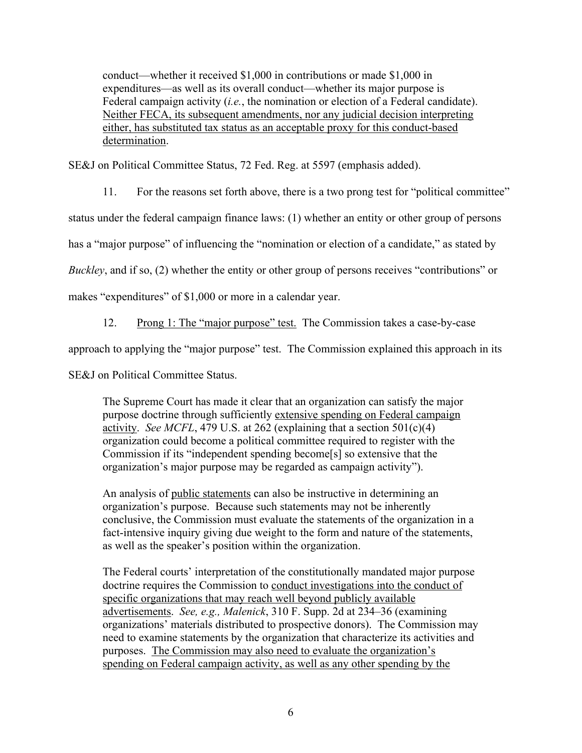> conduct—whether it received $1,000 in contributions or made $1,000 in expenditures—as well as its overall conduct—whether its major purpose is Federal campaign activity (*i.e.*, the nomination or election of a Federal candidate). <u>Neither FECA, its subsequent amendments, nor any judicial decision interpreting either, has substituted tax status as an acceptable proxy for this conduct-based determination</u>.

SE&J on Political Committee Status, 72 Fed. Reg. at 5597 (emphasis added).

11. For the reasons set forth above, there is a two prong test for "political committee" status under the federal campaign finance laws: (1) whether an entity or other group of persons has a "major purpose" of influencing the "nomination or election of a candidate," as stated by *Buckley*, and if so, (2) whether the entity or other group of persons receives "contributions" or makes "expenditures" of $1,000 or more in a calendar year.

12. <u>Prong 1: The "major purpose" test.</u> The Commission takes a case-by-case approach to applying the "major purpose" test. The Commission explained this approach in its SE&J on Political Committee Status.

> The Supreme Court has made it clear that an organization can satisfy the major purpose doctrine through sufficiently <u>extensive spending on Federal campaign activity</u>. *See MCFL*, 479 U.S. at 262 (explaining that a section 501(c)(4) organization could become a political committee required to register with the Commission if its "independent spending become[s] so extensive that the organization's major purpose may be regarded as campaign activity").
>
> An analysis of <u>public statements</u> can also be instructive in determining an organization's purpose. Because such statements may not be inherently conclusive, the Commission must evaluate the statements of the organization in a fact-intensive inquiry giving due weight to the form and nature of the statements, as well as the speaker's position within the organization.
>
> The Federal courts' interpretation of the constitutionally mandated major purpose doctrine requires the Commission to <u>conduct investigations into the conduct of specific organizations that may reach well beyond publicly available advertisements</u>. *See, e.g., Malenick*, 310 F. Supp. 2d at 234–36 (examining organizations' materials distributed to prospective donors). The Commission may need to examine statements by the organization that characterize its activities and purposes. <u>The Commission may also need to evaluate the organization's spending on Federal campaign activity, as well as any other spending by the</u>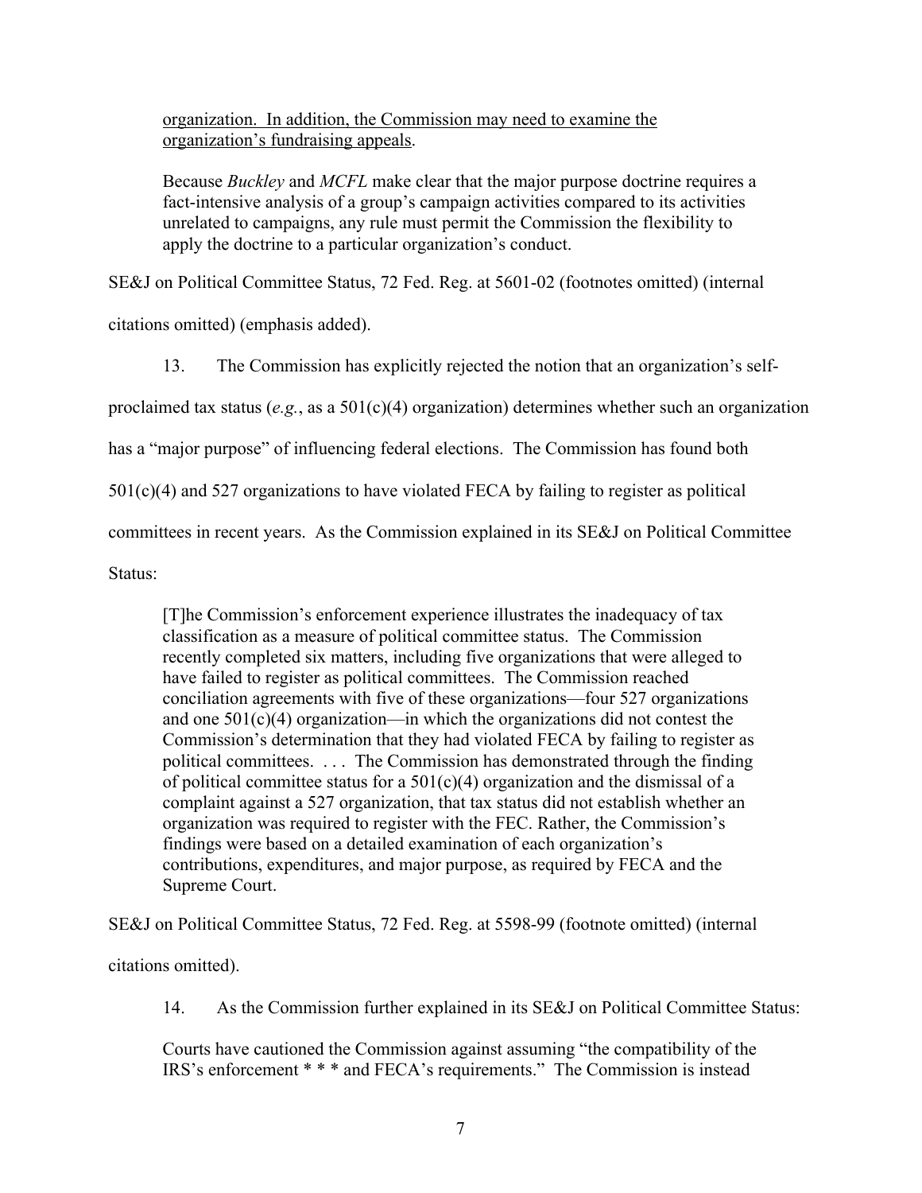<u>organization. In addition, the Commission may need to examine the organization's fundraising appeals</u>.

> Because *Buckley* and *MCFL* make clear that the major purpose doctrine requires a fact-intensive analysis of a group's campaign activities compared to its activities unrelated to campaigns, any rule must permit the Commission the flexibility to apply the doctrine to a particular organization's conduct.

SE&J on Political Committee Status, 72 Fed. Reg. at 5601-02 (footnotes omitted) (internal citations omitted) (emphasis added).

13. The Commission has explicitly rejected the notion that an organization's self-proclaimed tax status (*e.g.*, as a 501(c)(4) organization) determines whether such an organization has a "major purpose" of influencing federal elections. The Commission has found both 501(c)(4) and 527 organizations to have violated FECA by failing to register as political committees in recent years. As the Commission explained in its SE&J on Political Committee Status:

> [T]he Commission's enforcement experience illustrates the inadequacy of tax classification as a measure of political committee status. The Commission recently completed six matters, including five organizations that were alleged to have failed to register as political committees. The Commission reached conciliation agreements with five of these organizations—four 527 organizations and one 501(c)(4) organization—in which the organizations did not contest the Commission's determination that they had violated FECA by failing to register as political committees. . . . The Commission has demonstrated through the finding of political committee status for a 501(c)(4) organization and the dismissal of a complaint against a 527 organization, that tax status did not establish whether an organization was required to register with the FEC. Rather, the Commission's findings were based on a detailed examination of each organization's contributions, expenditures, and major purpose, as required by FECA and the Supreme Court.

SE&J on Political Committee Status, 72 Fed. Reg. at 5598-99 (footnote omitted) (internal citations omitted).

14. As the Commission further explained in its SE&J on Political Committee Status:

> Courts have cautioned the Commission against assuming "the compatibility of the IRS's enforcement * * * and FECA's requirements." The Commission is instead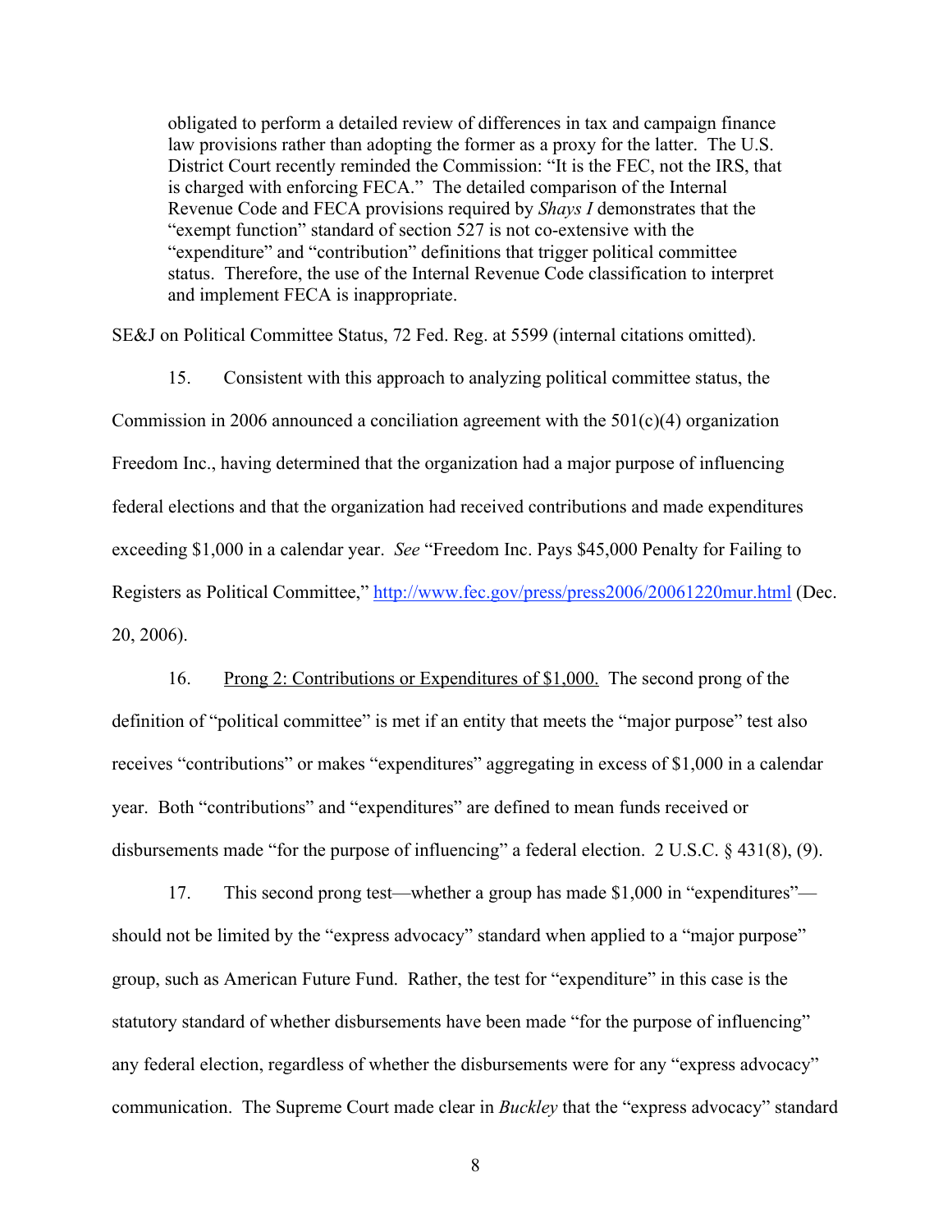> obligated to perform a detailed review of differences in tax and campaign finance law provisions rather than adopting the former as a proxy for the latter. The U.S. District Court recently reminded the Commission: "It is the FEC, not the IRS, that is charged with enforcing FECA." The detailed comparison of the Internal Revenue Code and FECA provisions required by *Shays I* demonstrates that the "exempt function" standard of section 527 is not co-extensive with the "expenditure" and "contribution" definitions that trigger political committee status. Therefore, the use of the Internal Revenue Code classification to interpret and implement FECA is inappropriate.

SE&J on Political Committee Status, 72 Fed. Reg. at 5599 (internal citations omitted).

15. Consistent with this approach to analyzing political committee status, the Commission in 2006 announced a conciliation agreement with the 501(c)(4) organization Freedom Inc., having determined that the organization had a major purpose of influencing federal elections and that the organization had received contributions and made expenditures exceeding $1,000 in a calendar year. *See* "Freedom Inc. Pays $45,000 Penalty for Failing to Registers as Political Committee," http://www.fec.gov/press/press2006/20061220mur.html (Dec. 20, 2006).

16. Prong 2: Contributions or Expenditures of $1,000. The second prong of the definition of "political committee" is met if an entity that meets the "major purpose" test also receives "contributions" or makes "expenditures" aggregating in excess of $1,000 in a calendar year. Both "contributions" and "expenditures" are defined to mean funds received or disbursements made "for the purpose of influencing" a federal election. 2 U.S.C. § 431(8), (9).

17. This second prong test—whether a group has made $1,000 in "expenditures"—should not be limited by the "express advocacy" standard when applied to a "major purpose" group, such as American Future Fund. Rather, the test for "expenditure" in this case is the statutory standard of whether disbursements have been made "for the purpose of influencing" any federal election, regardless of whether the disbursements were for any "express advocacy" communication. The Supreme Court made clear in *Buckley* that the "express advocacy" standard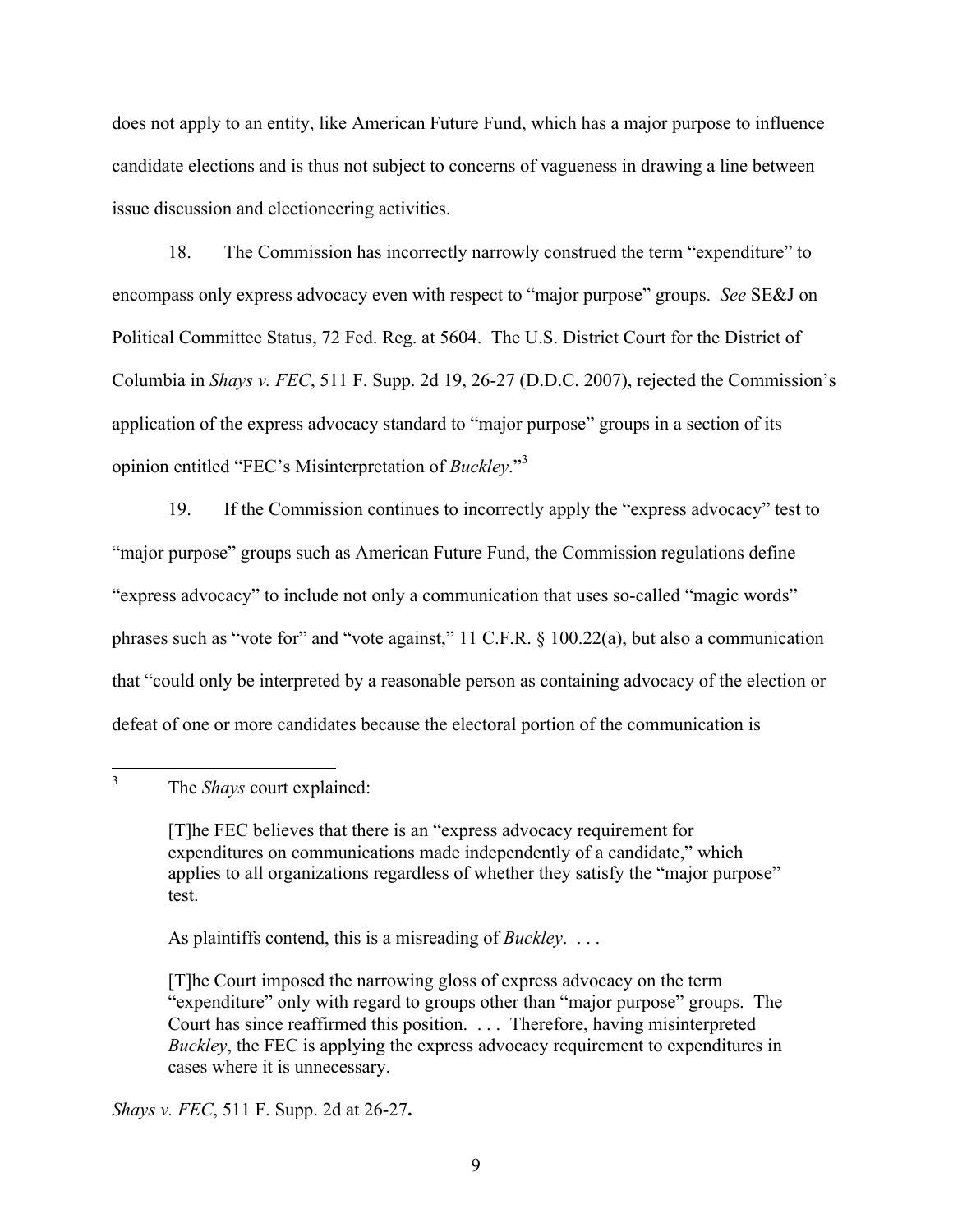does not apply to an entity, like American Future Fund, which has a major purpose to influence candidate elections and is thus not subject to concerns of vagueness in drawing a line between issue discussion and electioneering activities.

18. The Commission has incorrectly narrowly construed the term "expenditure" to encompass only express advocacy even with respect to "major purpose" groups. *See* SE&J on Political Committee Status, 72 Fed. Reg. at 5604. The U.S. District Court for the District of Columbia in *Shays v. FEC*, 511 F. Supp. 2d 19, 26-27 (D.D.C. 2007), rejected the Commission's application of the express advocacy standard to "major purpose" groups in a section of its opinion entitled "FEC's Misinterpretation of *Buckley*."[3]

19. If the Commission continues to incorrectly apply the "express advocacy" test to "major purpose" groups such as American Future Fund, the Commission regulations define "express advocacy" to include not only a communication that uses so-called "magic words" phrases such as "vote for" and "vote against," 11 C.F.R. § 100.22(a), but also a communication that "could only be interpreted by a reasonable person as containing advocacy of the election or defeat of one or more candidates because the electoral portion of the communication is

---

[3] The *Shays* court explained:

> [T]he FEC believes that there is an "express advocacy requirement for expenditures on communications made independently of a candidate," which applies to all organizations regardless of whether they satisfy the "major purpose" test.
>
> As plaintiffs contend, this is a misreading of *Buckley*. . . .
>
> [T]he Court imposed the narrowing gloss of express advocacy on the term "expenditure" only with regard to groups other than "major purpose" groups. The Court has since reaffirmed this position. . . . Therefore, having misinterpreted *Buckley*, the FEC is applying the express advocacy requirement to expenditures in cases where it is unnecessary.

*Shays v. FEC*, 511 F. Supp. 2d at 26-27.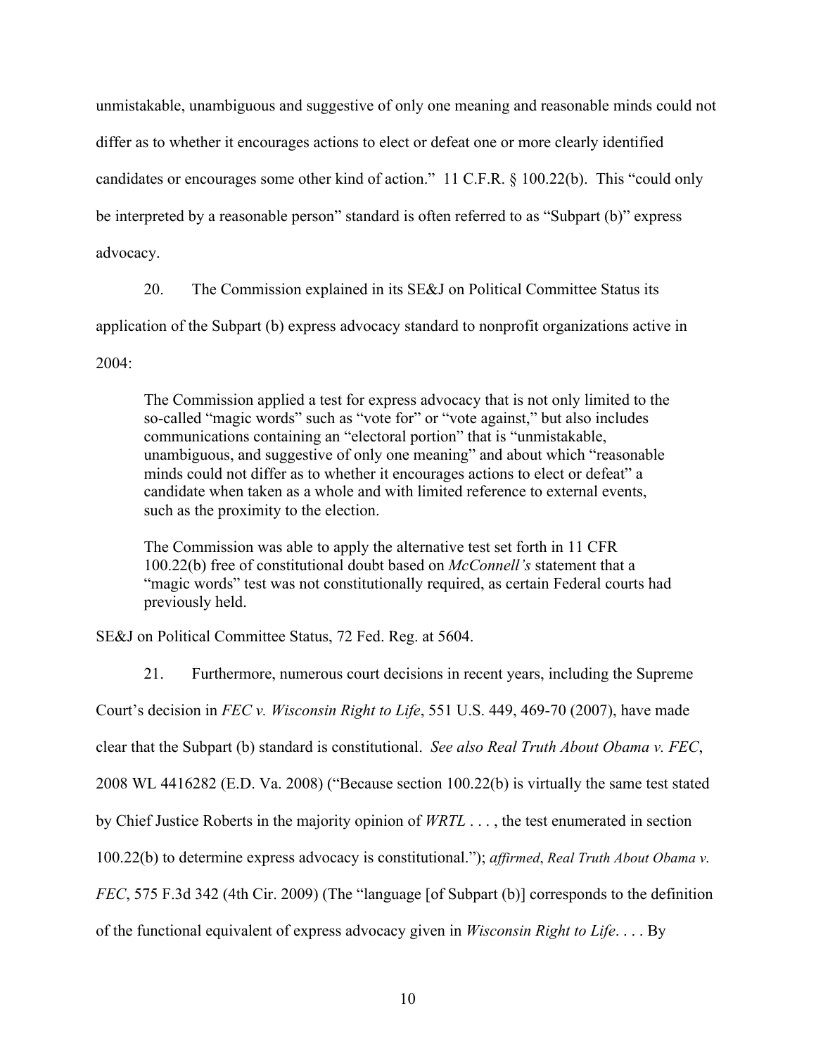unmistakable, unambiguous and suggestive of only one meaning and reasonable minds could not differ as to whether it encourages actions to elect or defeat one or more clearly identified candidates or encourages some other kind of action." 11 C.F.R. § 100.22(b). This "could only be interpreted by a reasonable person" standard is often referred to as "Subpart (b)" express advocacy.

20. The Commission explained in its SE&J on Political Committee Status its application of the Subpart (b) express advocacy standard to nonprofit organizations active in 2004:

> The Commission applied a test for express advocacy that is not only limited to the so-called "magic words" such as "vote for" or "vote against," but also includes communications containing an "electoral portion" that is "unmistakable, unambiguous, and suggestive of only one meaning" and about which "reasonable minds could not differ as to whether it encourages actions to elect or defeat" a candidate when taken as a whole and with limited reference to external events, such as the proximity to the election.
>
> The Commission was able to apply the alternative test set forth in 11 CFR 100.22(b) free of constitutional doubt based on *McConnell's* statement that a "magic words" test was not constitutionally required, as certain Federal courts had previously held.

SE&J on Political Committee Status, 72 Fed. Reg. at 5604.

21. Furthermore, numerous court decisions in recent years, including the Supreme Court's decision in *FEC v. Wisconsin Right to Life*, 551 U.S. 449, 469-70 (2007), have made clear that the Subpart (b) standard is constitutional. *See also Real Truth About Obama v. FEC*, 2008 WL 4416282 (E.D. Va. 2008) ("Because section 100.22(b) is virtually the same test stated by Chief Justice Roberts in the majority opinion of *WRTL* . . . , the test enumerated in section 100.22(b) to determine express advocacy is constitutional."); *affirmed*, *Real Truth About Obama v. FEC*, 575 F.3d 342 (4th Cir. 2009) (The "language [of Subpart (b)] corresponds to the definition of the functional equivalent of express advocacy given in *Wisconsin Right to Life*. . . . By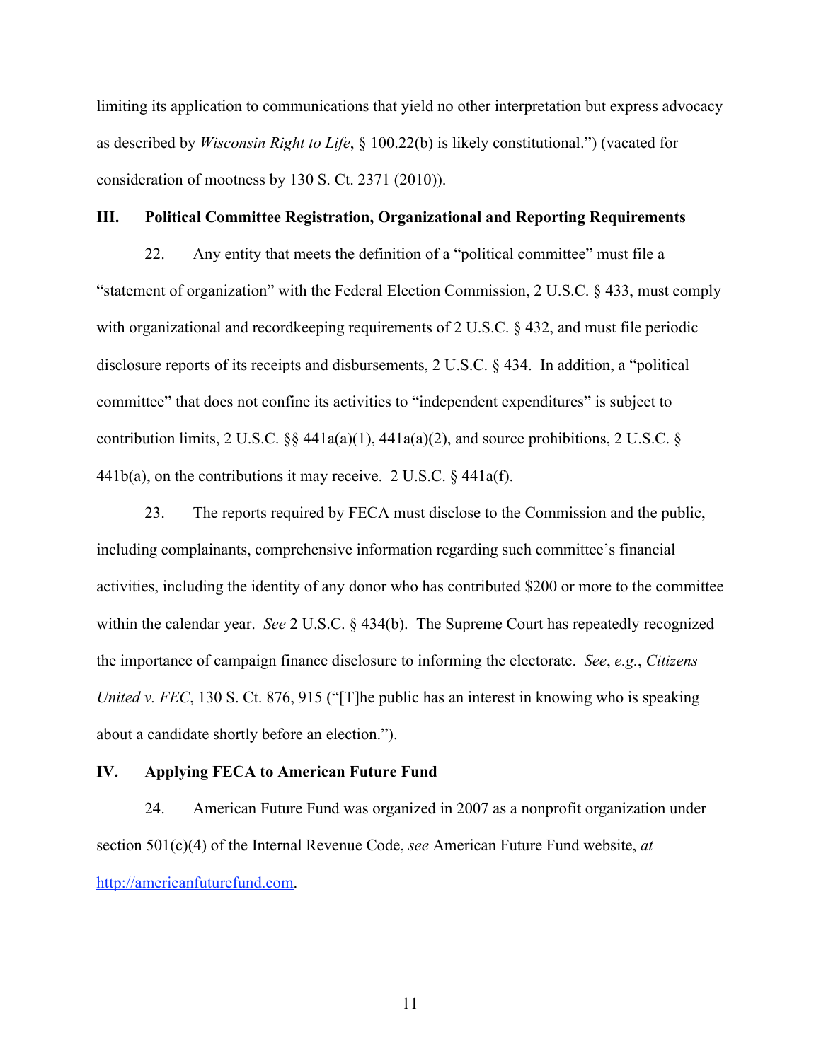limiting its application to communications that yield no other interpretation but express advocacy as described by *Wisconsin Right to Life*, § 100.22(b) is likely constitutional.") (vacated for consideration of mootness by 130 S. Ct. 2371 (2010)).

## III. Political Committee Registration, Organizational and Reporting Requirements

22. Any entity that meets the definition of a "political committee" must file a "statement of organization" with the Federal Election Commission, 2 U.S.C. § 433, must comply with organizational and recordkeeping requirements of 2 U.S.C. § 432, and must file periodic disclosure reports of its receipts and disbursements, 2 U.S.C. § 434. In addition, a "political committee" that does not confine its activities to "independent expenditures" is subject to contribution limits, 2 U.S.C. §§ 441a(a)(1), 441a(a)(2), and source prohibitions, 2 U.S.C. § 441b(a), on the contributions it may receive. 2 U.S.C. § 441a(f).

23. The reports required by FECA must disclose to the Commission and the public, including complainants, comprehensive information regarding such committee's financial activities, including the identity of any donor who has contributed $200 or more to the committee within the calendar year. *See* 2 U.S.C. § 434(b). The Supreme Court has repeatedly recognized the importance of campaign finance disclosure to informing the electorate. *See*, *e.g.*, *Citizens United v. FEC*, 130 S. Ct. 876, 915 ("[T]he public has an interest in knowing who is speaking about a candidate shortly before an election.").

## IV. Applying FECA to American Future Fund

24. American Future Fund was organized in 2007 as a nonprofit organization under section 501(c)(4) of the Internal Revenue Code, *see* American Future Fund website, *at* [http://americanfuturefund.com](http://americanfuturefund.com).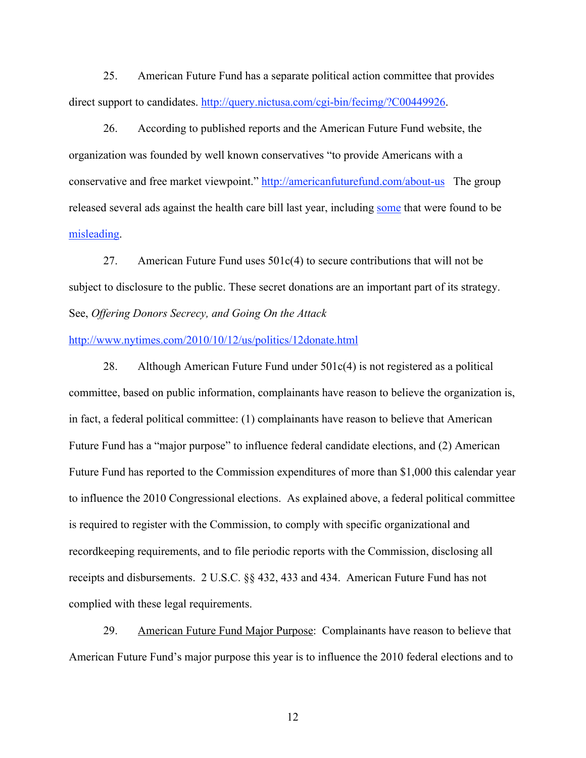25. American Future Fund has a separate political action committee that provides direct support to candidates. http://query.nictusa.com/cgi-bin/fecimg/?C00449926.

26. According to published reports and the American Future Fund website, the organization was founded by well known conservatives "to provide Americans with a conservative and free market viewpoint." http://americanfuturefund.com/about-us The group released several ads against the health care bill last year, including some that were found to be misleading.

27. American Future Fund uses 501c(4) to secure contributions that will not be subject to disclosure to the public. These secret donations are an important part of its strategy. See, *Offering Donors Secrecy, and Going On the Attack* http://www.nytimes.com/2010/10/12/us/politics/12donate.html

28. Although American Future Fund under 501c(4) is not registered as a political committee, based on public information, complainants have reason to believe the organization is, in fact, a federal political committee: (1) complainants have reason to believe that American Future Fund has a "major purpose" to influence federal candidate elections, and (2) American Future Fund has reported to the Commission expenditures of more than $1,000 this calendar year to influence the 2010 Congressional elections. As explained above, a federal political committee is required to register with the Commission, to comply with specific organizational and recordkeeping requirements, and to file periodic reports with the Commission, disclosing all receipts and disbursements. 2 U.S.C. §§ 432, 433 and 434. American Future Fund has not complied with these legal requirements.

29. American Future Fund Major Purpose: Complainants have reason to believe that American Future Fund's major purpose this year is to influence the 2010 federal elections and to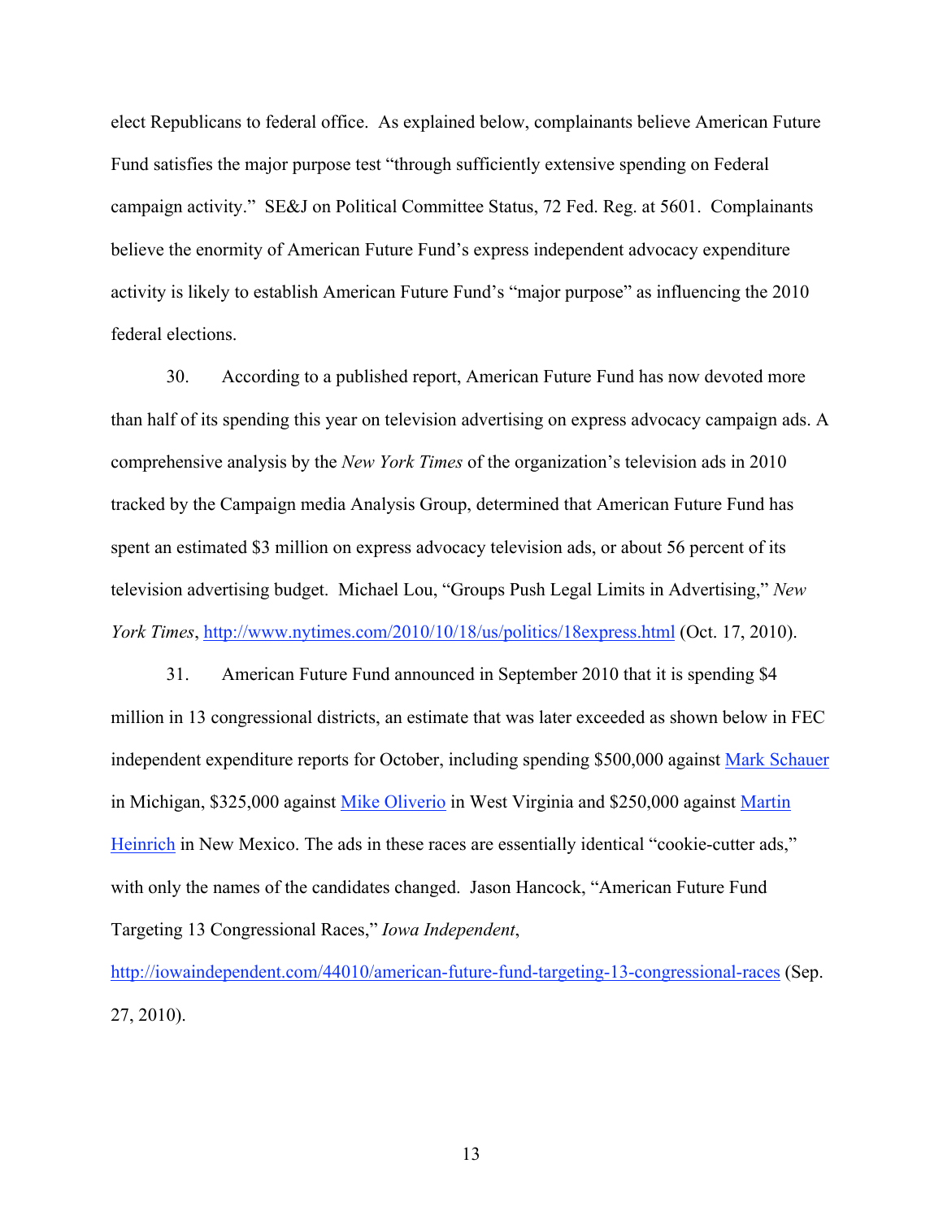elect Republicans to federal office. As explained below, complainants believe American Future Fund satisfies the major purpose test "through sufficiently extensive spending on Federal campaign activity." SE&J on Political Committee Status, 72 Fed. Reg. at 5601. Complainants believe the enormity of American Future Fund's express independent advocacy expenditure activity is likely to establish American Future Fund's "major purpose" as influencing the 2010 federal elections.

30. According to a published report, American Future Fund has now devoted more than half of its spending this year on television advertising on express advocacy campaign ads. A comprehensive analysis by the *New York Times* of the organization's television ads in 2010 tracked by the Campaign media Analysis Group, determined that American Future Fund has spent an estimated $3 million on express advocacy television ads, or about 56 percent of its television advertising budget. Michael Lou, "Groups Push Legal Limits in Advertising," *New York Times*, [http://www.nytimes.com/2010/10/18/us/politics/18express.html](http://www.nytimes.com/2010/10/18/us/politics/18express.html) (Oct. 17, 2010).

31. American Future Fund announced in September 2010 that it is spending $4 million in 13 congressional districts, an estimate that was later exceeded as shown below in FEC independent expenditure reports for October, including spending $500,000 against Mark Schauer in Michigan, $325,000 against Mike Oliverio in West Virginia and $250,000 against Martin Heinrich in New Mexico. The ads in these races are essentially identical "cookie-cutter ads," with only the names of the candidates changed. Jason Hancock, "American Future Fund Targeting 13 Congressional Races," *Iowa Independent*, [http://iowaindependent.com/44010/american-future-fund-targeting-13-congressional-races](http://iowaindependent.com/44010/american-future-fund-targeting-13-congressional-races) (Sep. 27, 2010).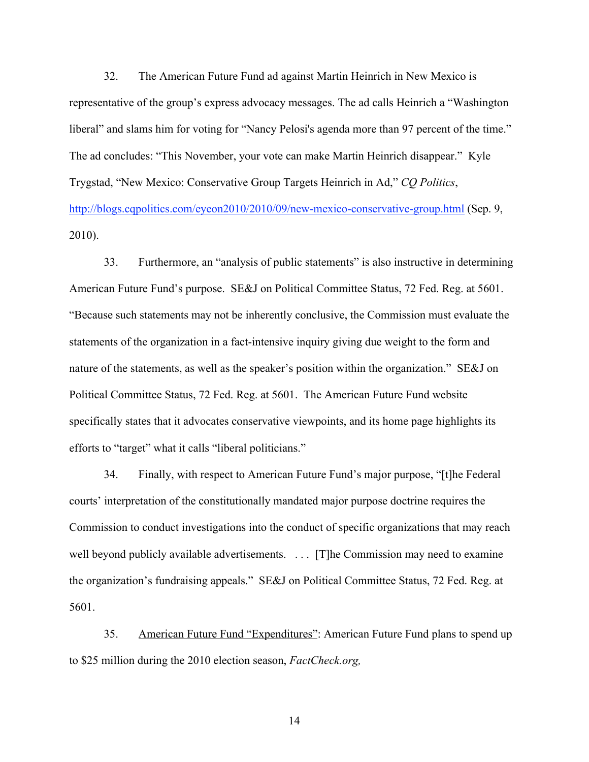32. The American Future Fund ad against Martin Heinrich in New Mexico is representative of the group's express advocacy messages. The ad calls Heinrich a "Washington liberal" and slams him for voting for "Nancy Pelosi's agenda more than 97 percent of the time." The ad concludes: "This November, your vote can make Martin Heinrich disappear." Kyle Trygstad, "New Mexico: Conservative Group Targets Heinrich in Ad," *CQ Politics*, http://blogs.cqpolitics.com/eyeon2010/2010/09/new-mexico-conservative-group.html (Sep. 9, 2010).

33. Furthermore, an "analysis of public statements" is also instructive in determining American Future Fund's purpose. SE&J on Political Committee Status, 72 Fed. Reg. at 5601. "Because such statements may not be inherently conclusive, the Commission must evaluate the statements of the organization in a fact-intensive inquiry giving due weight to the form and nature of the statements, as well as the speaker's position within the organization." SE&J on Political Committee Status, 72 Fed. Reg. at 5601. The American Future Fund website specifically states that it advocates conservative viewpoints, and its home page highlights its efforts to "target" what it calls "liberal politicians."

34. Finally, with respect to American Future Fund's major purpose, "[t]he Federal courts' interpretation of the constitutionally mandated major purpose doctrine requires the Commission to conduct investigations into the conduct of specific organizations that may reach well beyond publicly available advertisements. . . . [T]he Commission may need to examine the organization's fundraising appeals." SE&J on Political Committee Status, 72 Fed. Reg. at 5601.

35. <u>American Future Fund "Expenditures"</u>: American Future Fund plans to spend up to $25 million during the 2010 election season, *FactCheck.org,*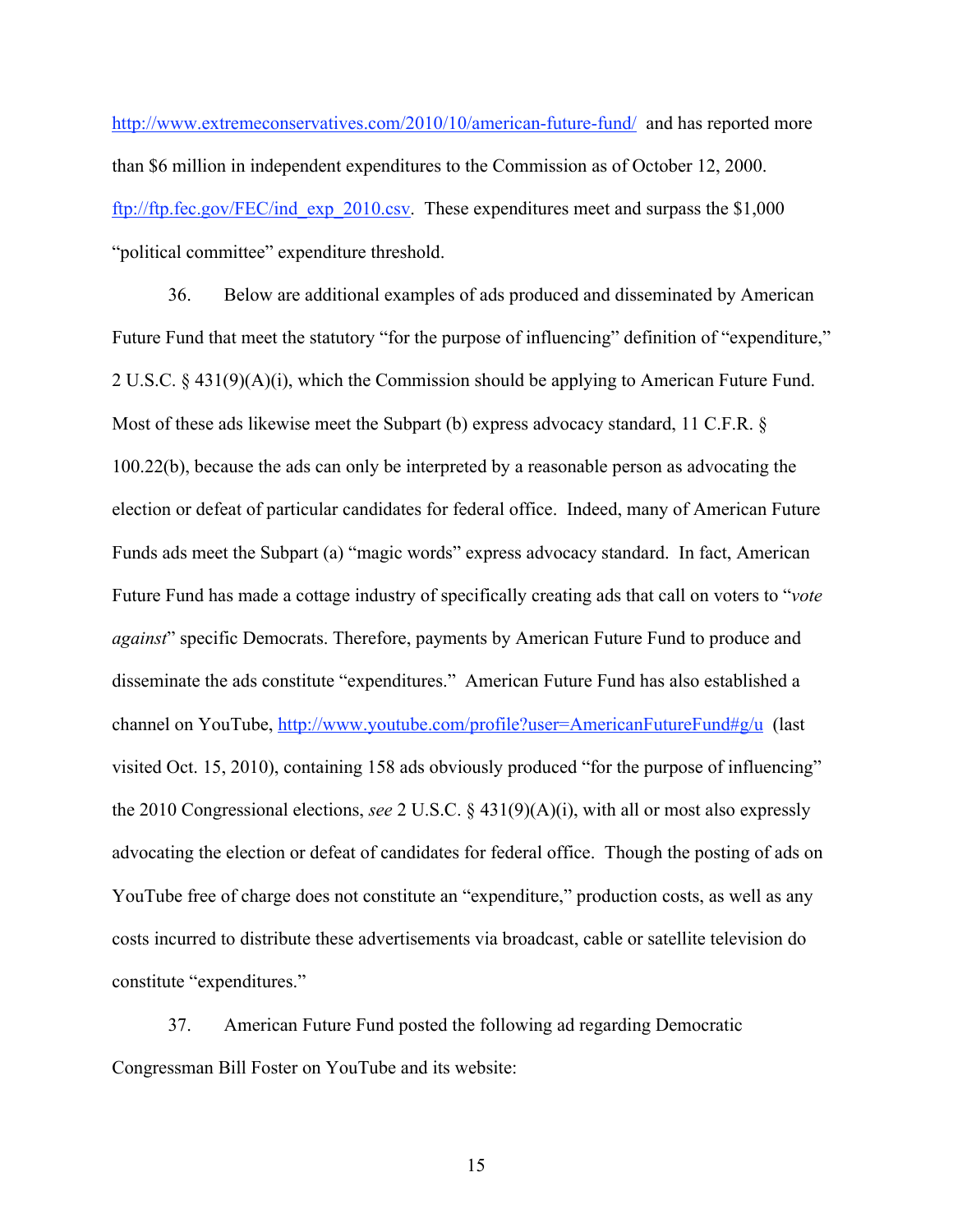http://www.extremeconservatives.com/2010/10/american-future-fund/ and has reported more than $6 million in independent expenditures to the Commission as of October 12, 2000. ftp://ftp.fec.gov/FEC/ind_exp_2010.csv. These expenditures meet and surpass the $1,000 "political committee" expenditure threshold.

36. Below are additional examples of ads produced and disseminated by American Future Fund that meet the statutory "for the purpose of influencing" definition of "expenditure," 2 U.S.C. § 431(9)(A)(i), which the Commission should be applying to American Future Fund. Most of these ads likewise meet the Subpart (b) express advocacy standard, 11 C.F.R. § 100.22(b), because the ads can only be interpreted by a reasonable person as advocating the election or defeat of particular candidates for federal office. Indeed, many of American Future Funds ads meet the Subpart (a) "magic words" express advocacy standard. In fact, American Future Fund has made a cottage industry of specifically creating ads that call on voters to "*vote against*" specific Democrats. Therefore, payments by American Future Fund to produce and disseminate the ads constitute "expenditures." American Future Fund has also established a channel on YouTube, http://www.youtube.com/profile?user=AmericanFutureFund#g/u (last visited Oct. 15, 2010), containing 158 ads obviously produced "for the purpose of influencing" the 2010 Congressional elections, *see* 2 U.S.C. § 431(9)(A)(i), with all or most also expressly advocating the election or defeat of candidates for federal office. Though the posting of ads on YouTube free of charge does not constitute an "expenditure," production costs, as well as any costs incurred to distribute these advertisements via broadcast, cable or satellite television do constitute "expenditures."

37. American Future Fund posted the following ad regarding Democratic Congressman Bill Foster on YouTube and its website: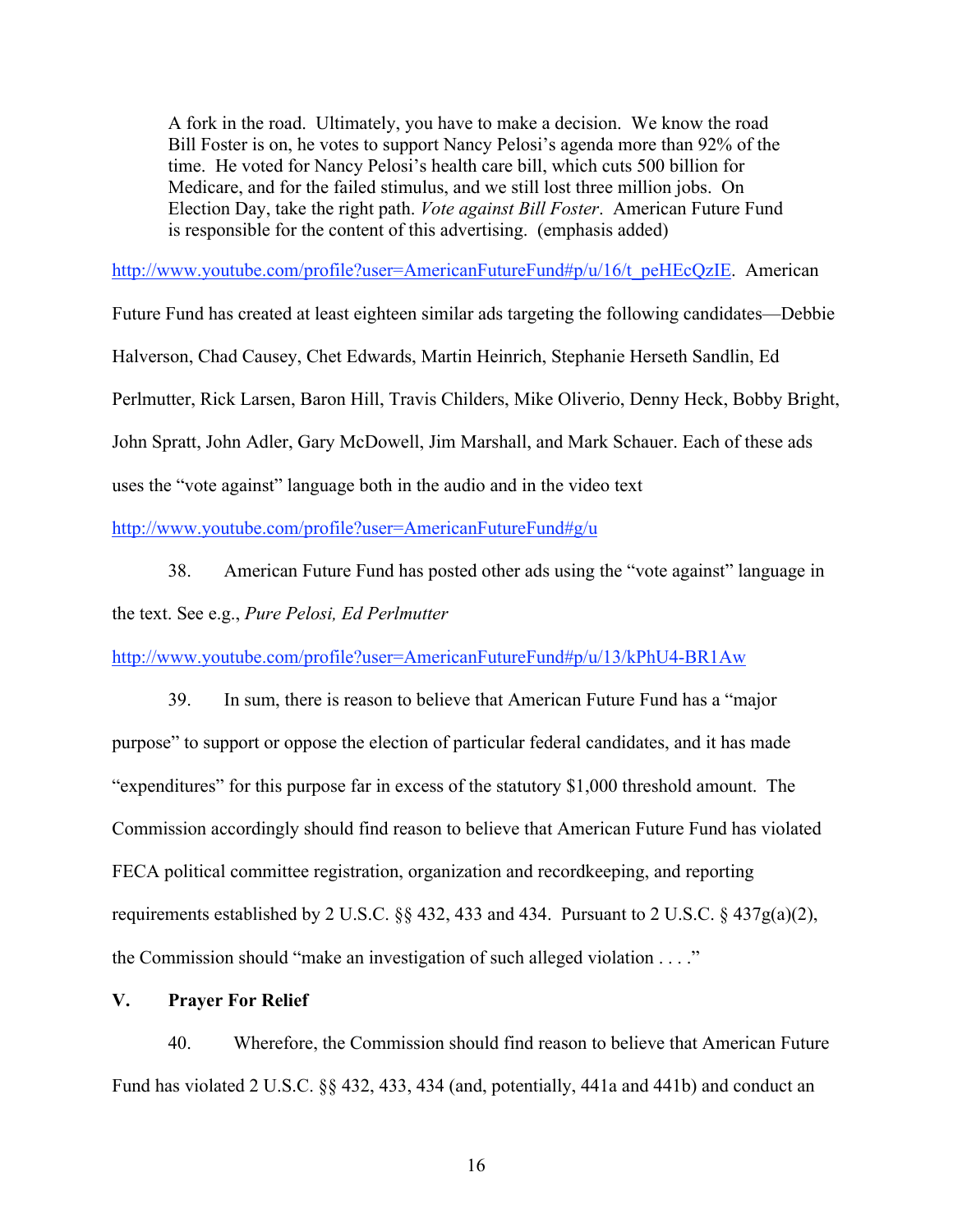> A fork in the road. Ultimately, you have to make a decision. We know the road Bill Foster is on, he votes to support Nancy Pelosi's health care bill more than 92% of the time. He voted for Nancy Pelosi's health care bill, which cuts 500 billion for Medicare, and for the failed stimulus, and we still lost three million jobs. On Election Day, take the right path. *Vote against Bill Foster*. American Future Fund is responsible for the content of this advertising. (emphasis added)

http://www.youtube.com/profile?user=AmericanFutureFund#p/u/16/t_peHEcQzIE. American Future Fund has created at least eighteen similar ads targeting the following candidates—Debbie Halverson, Chad Causey, Chet Edwards, Martin Heinrich, Stephanie Herseth Sandlin, Ed Perlmutter, Rick Larsen, Baron Hill, Travis Childers, Mike Oliverio, Denny Heck, Bobby Bright, John Spratt, John Adler, Gary McDowell, Jim Marshall, and Mark Schauer. Each of these ads uses the "vote against" language both in the audio and in the video text http://www.youtube.com/profile?user=AmericanFutureFund#g/u

38. American Future Fund has posted other ads using the "vote against" language in the text. See e.g., *Pure Pelosi, Ed Perlmutter* http://www.youtube.com/profile?user=AmericanFutureFund#p/u/13/kPhU4-BR1Aw

39. In sum, there is reason to believe that American Future Fund has a "major purpose" to support or oppose the election of particular federal candidates, and it has made "expenditures" for this purpose far in excess of the statutory $1,000 threshold amount. The Commission accordingly should find reason to believe that American Future Fund has violated FECA political committee registration, organization and recordkeeping, and reporting requirements established by 2 U.S.C. §§ 432, 433 and 434. Pursuant to 2 U.S.C. § 437g(a)(2), the Commission should "make an investigation of such alleged violation . . . ."

## V. Prayer For Relief

40. Wherefore, the Commission should find reason to believe that American Future Fund has violated 2 U.S.C. §§ 432, 433, 434 (and, potentially, 441a and 441b) and conduct an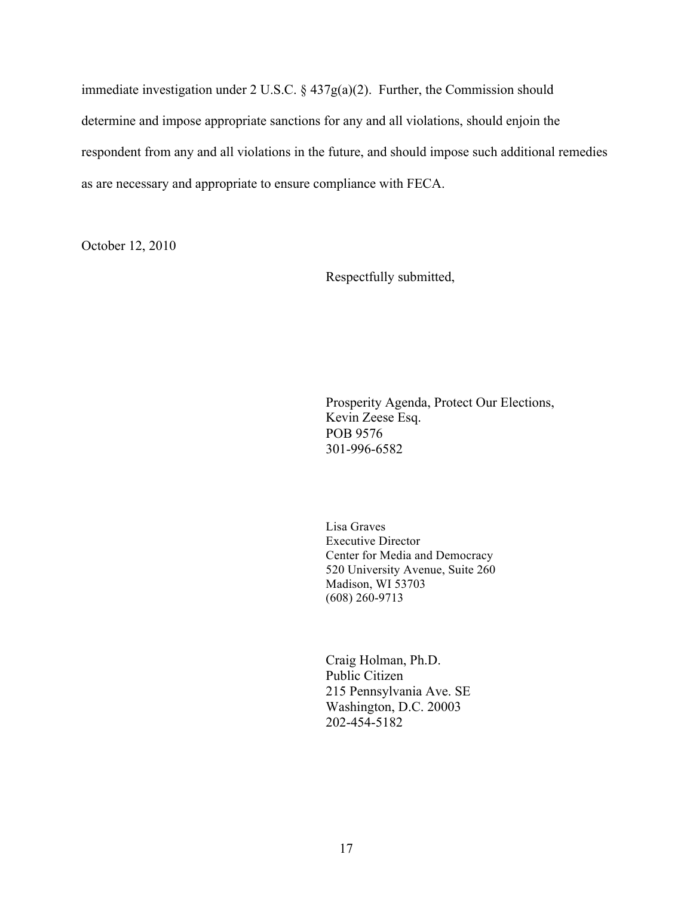immediate investigation under 2 U.S.C. § 437g(a)(2). Further, the Commission should determine and impose appropriate sanctions for any and all violations, should enjoin the respondent from any and all violations in the future, and should impose such additional remedies as are necessary and appropriate to ensure compliance with FECA.

October 12, 2010

Respectfully submitted,

Prosperity Agenda, Protect Our Elections,
Kevin Zeese Esq.
POB 9576
301-996-6582

Lisa Graves
Executive Director
Center for Media and Democracy
520 University Avenue, Suite 260
Madison, WI 53703
(608) 260-9713

Craig Holman, Ph.D.
Public Citizen
215 Pennsylvania Ave. SE
Washington, D.C. 20003
202-454-5182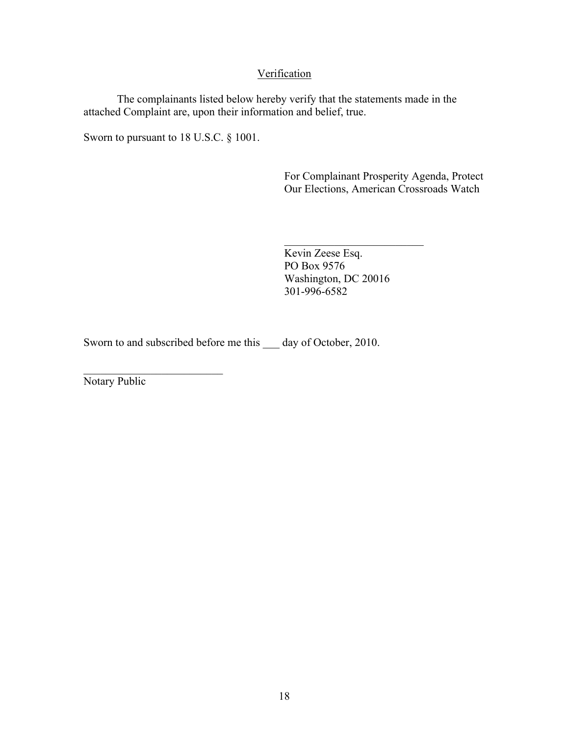## Verification

The complainants listed below hereby verify that the statements made in the attached Complaint are, upon their information and belief, true.

Sworn to pursuant to 18 U.S.C. § 1001.

For Complainant Prosperity Agenda, Protect Our Elections, American Crossroads Watch

_________________________
Kevin Zeese Esq.
PO Box 9576
Washington, DC 20016
301-996-6582

Sworn to and subscribed before me this ___ day of October, 2010.

_________________________
Notary Public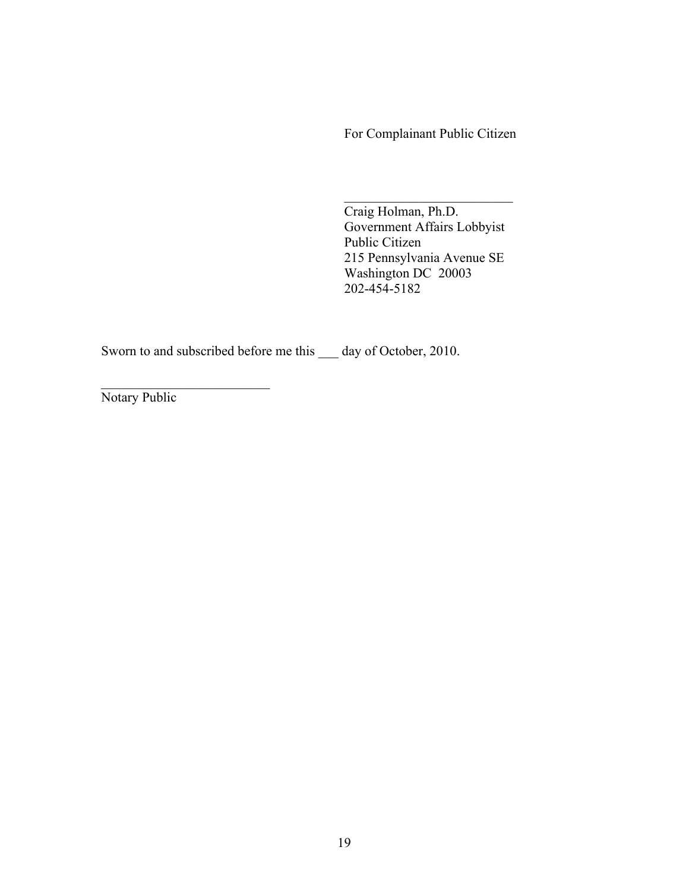For Complainant Public Citizen

\_\_\_\_\_\_\_\_\_\_\_\_\_\_\_\_\_\_\_\_\_\_\_\_\_

Craig Holman, Ph.D.
Government Affairs Lobbyist
Public Citizen
215 Pennsylvania Avenue SE
Washington DC 20003
202-454-5182

Sworn to and subscribed before me this ___ day of October, 2010.

\_\_\_\_\_\_\_\_\_\_\_\_\_\_\_\_\_\_\_\_\_\_\_\_\_

Notary Public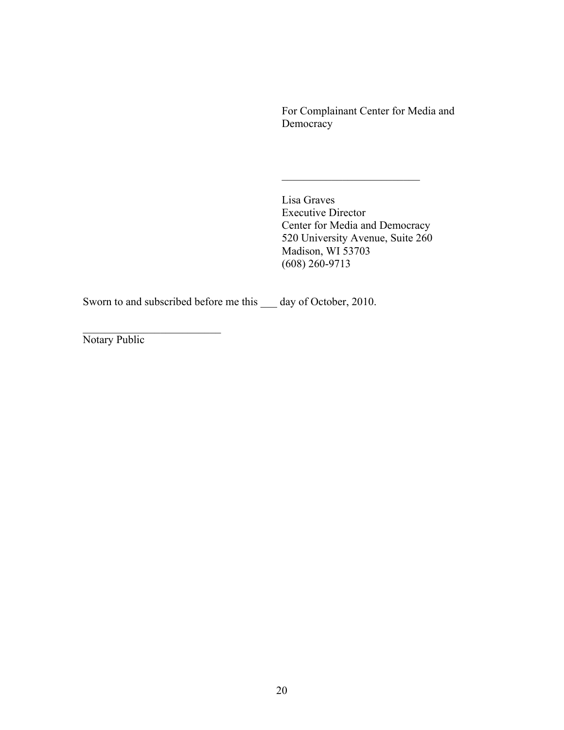For Complainant Center for Media and Democracy

\_\_\_\_\_\_\_\_\_\_\_\_\_\_\_\_\_\_\_\_\_\_\_\_\_\_

Lisa Graves
Executive Director
Center for Media and Democracy
520 University Avenue, Suite 260
Madison, WI 53703
(608) 260-9713

Sworn to and subscribed before me this ___ day of October, 2010.

\_\_\_\_\_\_\_\_\_\_\_\_\_\_\_\_\_\_\_\_\_\_\_\_\_\_
Notary Public